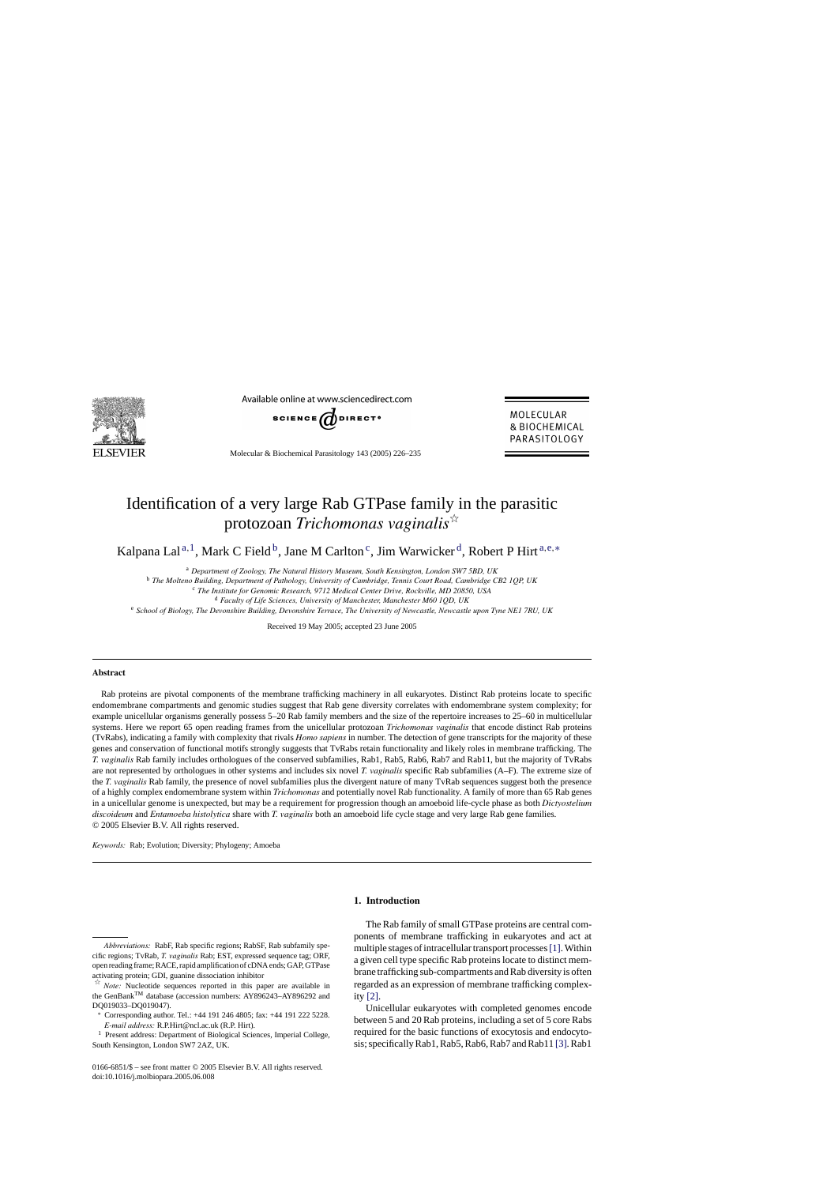# Identification of a very large Rab GTPase family in the parasitic protozoan *Trichomonas vaginalis*[☆]

Kalpana Lal[a,1], Mark C Field[b], Jane M Carlton[c], Jim Warwicker[d], Robert P Hirt[a,e,*]

[a] *Department of Zoology, The Natural History Museum, South Kensington, London SW7 5BD, UK*
[b] *The Molteno Building, Department of Pathology, University of Cambridge, Tennis Court Road, Cambridge CB2 1QP, UK*
[c] *The Institute for Genomic Research, 9712 Medical Center Drive, Rockville, MD 20850, USA*
[d] *Faculty of Life Sciences, University of Manchester, Manchester M60 1QD, UK*
[e] *School of Biology, The Devonshire Building, Devonshire Terrace, The University of Newcastle, Newcastle upon Tyne NE1 7RU, UK*

Received 19 May 2005; accepted 23 June 2005

## Abstract

Rab proteins are pivotal components of the membrane trafficking machinery in all eukaryotes. Distinct Rab proteins locate to specific endomembrane compartments and genomic studies suggest that Rab gene diversity correlates with endomembrane system complexity; for example unicellular organisms generally possess 5–20 Rab family members and the size of the repertoire increases to 25–60 in multicellular systems. Here we report 65 open reading frames from the unicellular protozoan *Trichomonas vaginalis* that encode distinct Rab proteins (TvRabs), indicating a family with complexity that rivals *Homo sapiens* in number. The detection of gene transcripts for the majority of these genes and conservation of functional motifs strongly suggests that TvRabs retain functionality and likely roles in membrane trafficking. The *T. vaginalis* Rab family includes orthologues of the conserved subfamilies, Rab1, Rab5, Rab6, Rab7 and Rab11, but the majority of TvRabs are not represented by orthologues in other systems and includes six novel *T. vaginalis* specific Rab subfamilies (A–F). The extreme size of the *T. vaginalis* Rab family, the presence of novel subfamilies plus the divergent nature of many TvRab sequences suggest both the presence of a highly complex endomembrane system within *Trichomonas* and potentially novel Rab functionality. A family of more than 65 Rab genes in a unicellular genome is unexpected, but may be a requirement for progression though an amoeboid life-cycle phase as both *Dictyostelium discoideum* and *Entamoeba histolytica* share with *T. vaginalis* both an amoeboid life cycle stage and very large Rab gene families.
© 2005 Elsevier B.V. All rights reserved.

*Keywords:* Rab; Evolution; Diversity; Phylogeny; Amoeba

## 1. Introduction

The Rab family of small GTPase proteins are central components of membrane trafficking in eukaryotes and act at multiple stages of intracellular transport processes [1]. Within a given cell type specific Rab proteins locate to distinct membrane trafficking sub-compartments and Rab diversity is often regarded as an expression of membrane trafficking complexity [2].

Unicellular eukaryotes with completed genomes encode between 5 and 20 Rab proteins, including a set of 5 core Rabs required for the basic functions of exocytosis and endocytosis; specifically Rab1, Rab5, Rab6, Rab7 and Rab11 [3]. Rab1

---

*Abbreviations:* RabF, Rab specific regions; RabSF, Rab subfamily specific regions; TvRab, *T. vaginalis* Rab; EST, expressed sequence tag; ORF, open reading frame; RACE, rapid amplification of cDNA ends; GAP, GTPase activating protein; GDI, guanine dissociation inhibitor

☆ *Note:* Nucleotide sequences reported in this paper are available in the GenBank™ database (accession numbers: AY896243–AY896292 and DQ019033–DQ019047).

\* Corresponding author. Tel.: +44 191 246 4805; fax: +44 191 222 5228. *E-mail address:* R.P.Hirt@ncl.ac.uk (R.P. Hirt).

[1] Present address: Department of Biological Sciences, Imperial College, South Kensington, London SW7 2AZ, UK.

0166-6851/$ – see front matter © 2005 Elsevier B.V. All rights reserved.
doi:10.1016/j.molbiopara.2005.06.008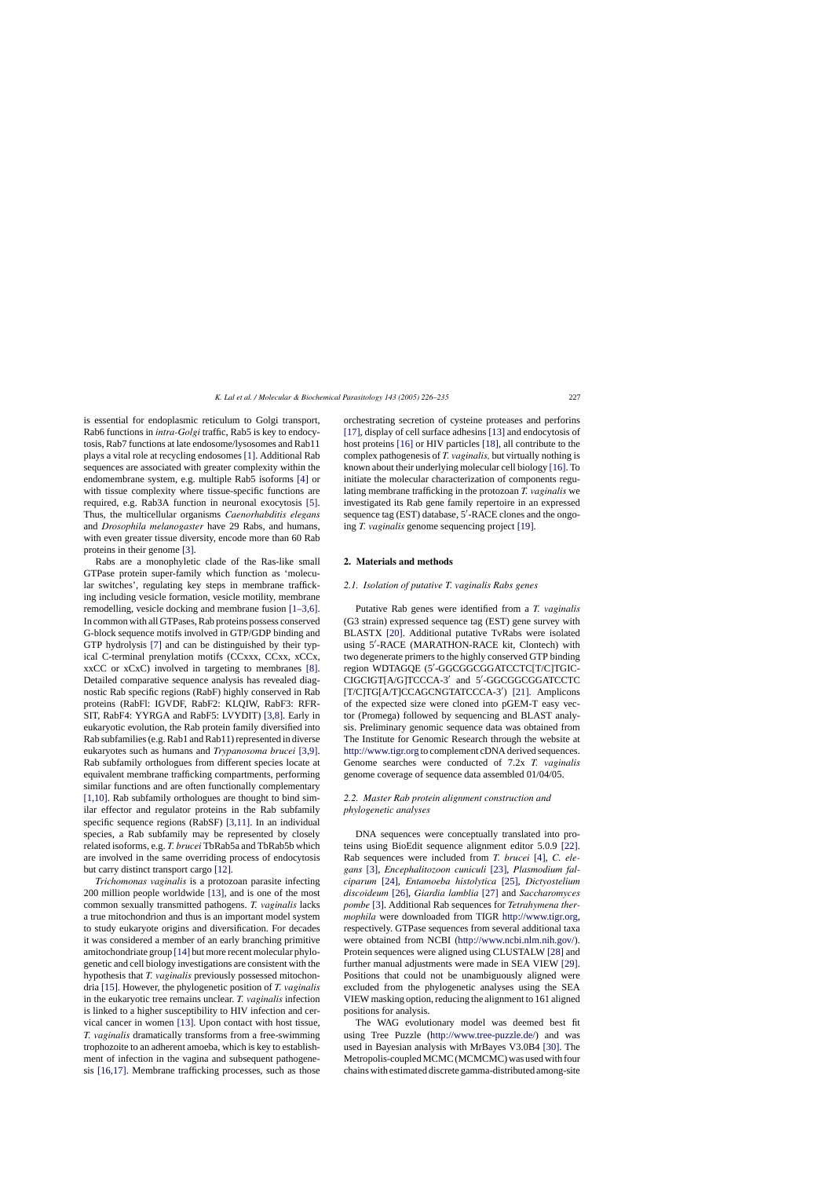is essential for endoplasmic reticulum to Golgi transport, Rab6 functions in *intra-Golgi* traffic, Rab5 is key to endocytosis, Rab7 functions at late endosome/lysosomes and Rab11 plays a vital role at recycling endosomes [1]. Additional Rab sequences are associated with greater complexity within the endomembrane system, e.g. multiple Rab5 isoforms [4] or with tissue complexity where tissue-specific functions are required, e.g. Rab3A function in neuronal exocytosis [5]. Thus, the multicellular organisms *Caenorhabditis elegans* and *Drosophila melanogaster* have 29 Rabs, and humans, with even greater tissue diversity, encode more than 60 Rab proteins in their genome [3].

Rabs are a monophyletic clade of the Ras-like small GTPase protein super-family which function as 'molecular switches', regulating key steps in membrane trafficking including vesicle formation, vesicle motility, membrane remodelling, vesicle docking and membrane fusion [1–3,6]. In common with all GTPases, Rab proteins possess conserved G-block sequence motifs involved in GTP/GDP binding and GTP hydrolysis [7] and can be distinguished by their typical C-terminal prenylation motifs (CCxxx, CCxx, xCCx, xxCC or xCxC) involved in targeting to membranes [8]. Detailed comparative sequence analysis has revealed diagnostic Rab specific regions (RabF) highly conserved in Rab proteins (RabFl: IGVDF, RabF2: KLQIW, RabF3: RFRSIT, RabF4: YYRGA and RabF5: LVYDIT) [3,8]. Early in eukaryotic evolution, the Rab protein family diversified into Rab subfamilies (e.g. Rab1 and Rab11) represented in diverse eukaryotes such as humans and *Trypanosoma brucei* [3,9]. Rab subfamily orthologues from different species locate at equivalent membrane trafficking compartments, performing similar functions and are often functionally complementary [1,10]. Rab subfamily orthologues are thought to bind similar effector and regulator proteins in the Rab subfamily specific sequence regions (RabSF) [3,11]. In an individual species, a Rab subfamily may be represented by closely related isoforms, e.g. *T. brucei* TbRab5a and TbRab5b which are involved in the same overriding process of endocytosis but carry distinct transport cargo [12].

*Trichomonas vaginalis* is a protozoan parasite infecting 200 million people worldwide [13], and is one of the most common sexually transmitted pathogens. *T. vaginalis* lacks a true mitochondrion and thus is an important model system to study eukaryote origins and diversification. For decades it was considered a member of an early branching primitive amitochondriate group [14] but more recent molecular phylogenetic and cell biology investigations are consistent with the hypothesis that *T. vaginalis* previously possessed mitochondria [15]. However, the phylogenetic position of *T. vaginalis* in the eukaryotic tree remains unclear. *T. vaginalis* infection is linked to a higher susceptibility to HIV infection and cervical cancer in women [13]. Upon contact with host tissue, *T. vaginalis* dramatically transforms from a free-swimming trophozoite to an adherent amoeba, which is key to establishment of infection in the vagina and subsequent pathogenesis [16,17]. Membrane trafficking processes, such as those orchestrating secretion of cysteine proteases and perforins [17], display of cell surface adhesins [13] and endocytosis of host proteins [16] or HIV particles [18], all contribute to the complex pathogenesis of *T. vaginalis*, but virtually nothing is known about their underlying molecular cell biology [16]. To initiate the molecular characterization of components regulating membrane trafficking in the protozoan *T. vaginalis* we investigated its Rab gene family repertoire in an expressed sequence tag (EST) database, 5′-RACE clones and the ongoing *T. vaginalis* genome sequencing project [19].

## 2. Materials and methods

### 2.1. Isolation of putative T. vaginalis Rabs genes

Putative Rab genes were identified from a *T. vaginalis* (G3 strain) expressed sequence tag (EST) gene survey with BLASTX [20]. Additional putative TvRabs were isolated using 5′-RACE (MARATHON-RACE kit, Clontech) with two degenerate primers to the highly conserved GTP binding region WDTAGQE (5′-GGCGGCGGATCCTC[T/C]TGICCIGCIGT[A/G]TCCCA-3′ and 5′-GGCGGCGGATCCTC[T/C]TG[A/T]CCAGCNGTATCCCA-3′) [21]. Amplicons of the expected size were cloned into pGEM-T easy vector (Promega) followed by sequencing and BLAST analysis. Preliminary genomic sequence data was obtained from The Institute for Genomic Research through the website at http://www.tigr.org to complement cDNA derived sequences. Genome searches were conducted of 7.2x *T. vaginalis* genome coverage of sequence data assembled 01/04/05.

### 2.2. Master Rab protein alignment construction and phylogenetic analyses

DNA sequences were conceptually translated into proteins using BioEdit sequence alignment editor 5.0.9 [22]. Rab sequences were included from *T. brucei* [4], *C. elegans* [3], *Encephalitozoon cuniculi* [23], *Plasmodium falciparum* [24], *Entamoeba histolytica* [25], *Dictyostelium discoideum* [26], *Giardia lamblia* [27] and *Saccharomyces pombe* [3]. Additional Rab sequences for *Tetrahymena thermophila* were downloaded from TIGR http://www.tigr.org, respectively. GTPase sequences from several additional taxa were obtained from NCBI (http://www.ncbi.nlm.nih.gov/). Protein sequences were aligned using CLUSTALW [28] and further manual adjustments were made in SEA VIEW [29]. Positions that could not be unambiguously aligned were excluded from the phylogenetic analyses using the SEA VIEW masking option, reducing the alignment to 161 aligned positions for analysis.

The WAG evolutionary model was deemed best fit using Tree Puzzle (http://www.tree-puzzle.de/) and was used in Bayesian analysis with MrBayes V3.0B4 [30]. The Metropolis-coupled MCMC (MCMCMC) was used with four chains with estimated discrete gamma-distributed among-site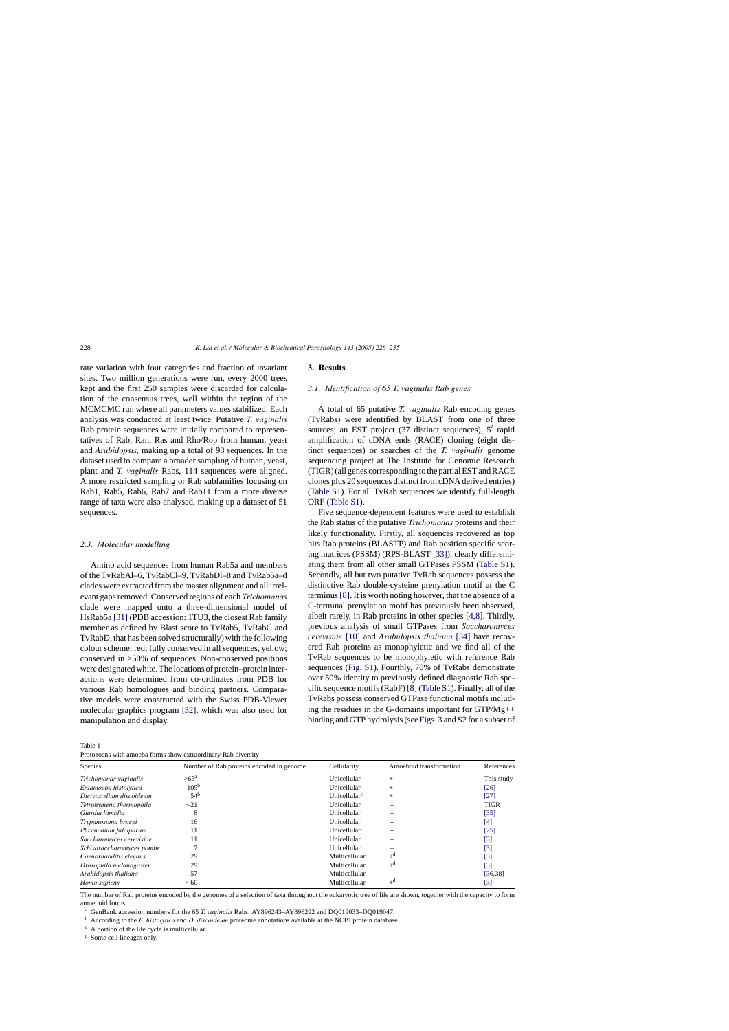rate variation with four categories and fraction of invariant sites. Two million generations were run, every 2000 trees kept and the first 250 samples were discarded for calculation of the consensus trees, well within the region of the MCMCMC run where all parameters values stabilized. Each analysis was conducted at least twice. Putative *T. vaginalis* Rab protein sequences were initially compared to representatives of Rab, Ran, Ras and Rho/Rop from human, yeast and *Arabidopsis*, making up a total of 98 sequences. In the dataset used to compare a broader sampling of human, yeast, plant and *T. vaginalis* Rabs, 114 sequences were aligned. A more restricted sampling or Rab subfamilies focusing on Rab1, Rab5, Rab6, Rab7 and Rab11 from a more diverse range of taxa were also analysed, making up a dataset of 51 sequences.

### 2.3. Molecular modelling

Amino acid sequences from human Rab5a and members of the TvRabAl–6, TvRabCl–9, TvRabDl–8 and TvRab5a–d clades were extracted from the master alignment and all irrelevant gaps removed. Conserved regions of each *Trichomonas* clade were mapped onto a three-dimensional model of HsRab5a [31] (PDB accession: 1TU3, the closest Rab family member as defined by Blast score to TvRab5, TvRabC and TvRabD, that has been solved structurally) with the following colour scheme: red; fully conserved in all sequences, yellow; conserved in >50% of sequences. Non-conserved positions were designated white. The locations of protein–protein interactions were determined from co-ordinates from PDB for various Rab homologues and binding partners. Comparative models were constructed with the Swiss PDB-Viewer molecular graphics program [32], which was also used for manipulation and display.

## 3. Results

### 3.1. Identification of 65 T. vaginalis Rab genes

A total of 65 putative *T. vaginalis* Rab encoding genes (TvRabs) were identified by BLAST from one of three sources; an EST project (37 distinct sequences), 5′ rapid amplification of cDNA ends (RACE) cloning (eight distinct sequences) or searches of the *T. vaginalis* genome sequencing project at The Institute for Genomic Research (TIGR) (all genes corresponding to the partial EST and RACE clones plus 20 sequences distinct from cDNA derived entries) (Table S1). For all TvRab sequences we identify full-length ORF (Table S1).

Five sequence-dependent features were used to establish the Rab status of the putative *Trichomonas* proteins and their likely functionality. Firstly, all sequences recovered as top hits Rab proteins (BLASTP) and Rab position specific scoring matrices (PSSM) (RPS-BLAST [33]), clearly differentiating them from all other small GTPases PSSM (Table S1). Secondly, all but two putative TvRab sequences possess the distinctive Rab double-cysteine prenylation motif at the C terminus [8]. It is worth noting however, that the absence of a C-terminal prenylation motif has previously been observed, albeit rarely, in Rab proteins in other species [4,8]. Thirdly, previous analysis of small GTPases from *Saccharomyces cerevisiae* [10] and *Arabidopsis thaliana* [34] have recovered Rab proteins as monophyletic and we find all of the TvRab sequences to be monophyletic with reference Rab sequences (Fig. S1). Fourthly, 70% of TvRabs demonstrate over 50% identity to previously defined diagnostic Rab specific sequence motifs (RabF) [8] (Table S1). Finally, all of the TvRabs possess conserved GTPase functional motifs including the residues in the G-domains important for GTP/Mg++ binding and GTP hydrolysis (see Figs. 3 and S2 for a subset of

Table 1
Protozoans with amoeba forms show extraordinary Rab diversity

| Species | Number of Rab proteins encoded in genome | Cellularity | Amoeboid transformation | References |
|---|---|---|---|---|
| *Trichomonas vaginalis* | >65[a] | Unicellular | + | This study |
| *Entamoeba histolytica* | 105[b] | Unicellular | + | [26] |
| *Dictyostelium discoideum* | 54[b] | Unicellular[c] | + | [27] |
| *Tetrahymena thermophila* | ∼21 | Unicellular | − | TIGR |
| *Giardia lamblia* | 8 | Unicellular | − | [35] |
| *Trypanosoma brucei* | 16 | Unicellular | − | [4] |
| *Plasmodium falciparum* | 11 | Unicellular | − | [25] |
| *Saccharomyces cerevisiae* | 11 | Unicellular | − | [3] |
| *Schisosaccharomyces pombe* | 7 | Unicellular | − | [3] |
| *Caenorhabditis elegans* | 29 | Multicellular | +[d] | [3] |
| *Drosophila melanogaster* | 29 | Multicellular | +[d] | [3] |
| *Arabidopsis thaliana* | 57 | Multicellular | − | [36,38] |
| *Homo sapiens* | ∼60 | Multicellular | +[d] | [3] |

The number of Rab proteins encoded by the genomes of a selection of taxa throughout the eukaryotic tree of life are shown, together with the capacity to form amoeboid forms.

[a] GenBank accession numbers for the 65 *T. vaginalis* Rabs: AY896243–AY896292 and DQ019033–DQ019047.

[b] According to the *E. histolytica* and *D. discoideum* proteome annotations available at the NCBI protein database.

[c] A portion of the life cycle is multicellular.

[d] Some cell lineages only.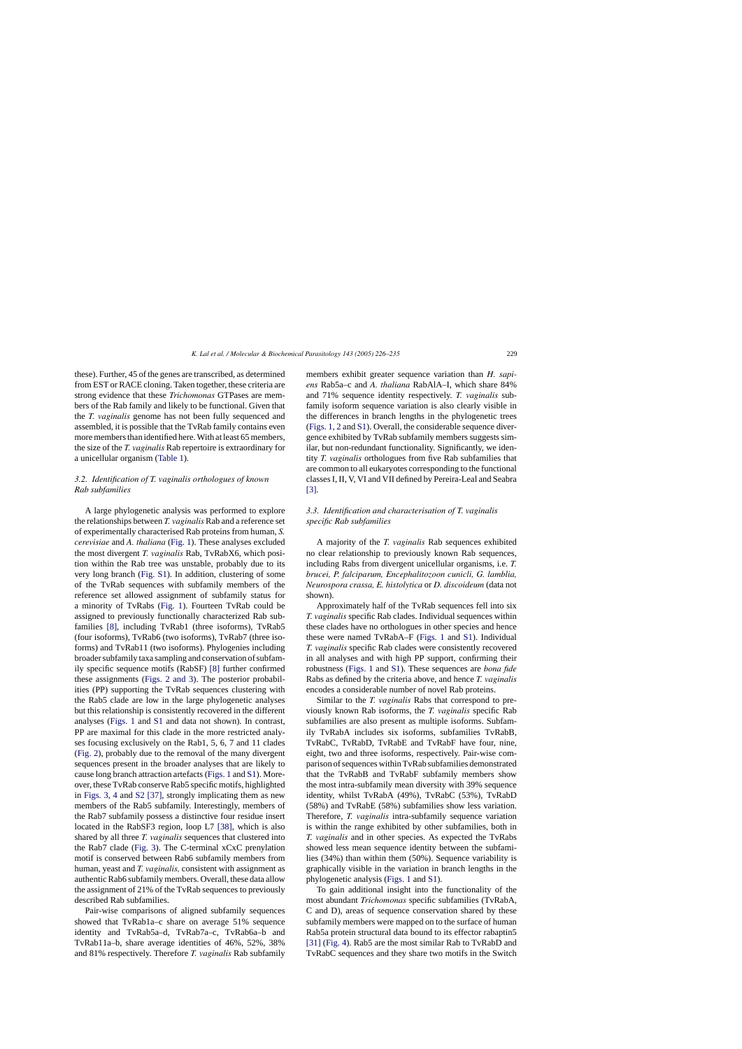these). Further, 45 of the genes are transcribed, as determined from EST or RACE cloning. Taken together, these criteria are strong evidence that these *Trichomonas* GTPases are members of the Rab family and likely to be functional. Given that the *T. vaginalis* genome has not been fully sequenced and assembled, it is possible that the TvRab family contains even more members than identified here. With at least 65 members, the size of the *T. vaginalis* Rab repertoire is extraordinary for a unicellular organism (Table 1).

### 3.2. Identification of T. vaginalis orthologues of known Rab subfamilies

A large phylogenetic analysis was performed to explore the relationships between *T. vaginalis* Rab and a reference set of experimentally characterised Rab proteins from human, *S. cerevisiae* and *A. thaliana* (Fig. 1). These analyses excluded the most divergent *T. vaginalis* Rab, TvRabX6, which position within the Rab tree was unstable, probably due to its very long branch (Fig. S1). In addition, clustering of some of the TvRab sequences with subfamily members of the reference set allowed assignment of subfamily status for a minority of TvRabs (Fig. 1). Fourteen TvRab could be assigned to previously functionally characterized Rab subfamilies [8], including TvRab1 (three isoforms), TvRab5 (four isoforms), TvRab6 (two isoforms), TvRab7 (three isoforms) and TvRab11 (two isoforms). Phylogenies including broader subfamily taxa sampling and conservation of subfamily specific sequence motifs (RabSF) [8] further confirmed these assignments (Figs. 2 and 3). The posterior probabilities (PP) supporting the TvRab sequences clustering with the Rab5 clade are low in the large phylogenetic analyses but this relationship is consistently recovered in the different analyses (Figs. 1 and S1 and data not shown). In contrast, PP are maximal for this clade in the more restricted analyses focusing exclusively on the Rab1, 5, 6, 7 and 11 clades (Fig. 2), probably due to the removal of the many divergent sequences present in the broader analyses that are likely to cause long branch attraction artefacts (Figs. 1 and S1). Moreover, these TvRab conserve Rab5 specific motifs, highlighted in Figs. 3, 4 and S2 [37], strongly implicating them as new members of the Rab5 subfamily. Interestingly, members of the Rab7 subfamily possess a distinctive four residue insert located in the RabSF3 region, loop L7 [38], which is also shared by all three *T. vaginalis* sequences that clustered into the Rab7 clade (Fig. 3). The C-terminal xCxC prenylation motif is conserved between Rab6 subfamily members from human, yeast and *T. vaginalis*, consistent with assignment as authentic Rab6 subfamily members. Overall, these data allow the assignment of 21% of the TvRab sequences to previously described Rab subfamilies.

Pair-wise comparisons of aligned subfamily sequences showed that TvRab1a–c share on average 51% sequence identity and TvRab5a–d, TvRab7a–c, TvRab6a–b and TvRab11a–b, share average identities of 46%, 52%, 38% and 81% respectively. Therefore *T. vaginalis* Rab subfamily members exhibit greater sequence variation than *H. sapiens* Rab5a–c and *A. thaliana* RabAlA–I, which share 84% and 71% sequence identity respectively. *T. vaginalis* subfamily isoform sequence variation is also clearly visible in the differences in branch lengths in the phylogenetic trees (Figs. 1, 2 and S1). Overall, the considerable sequence divergence exhibited by TvRab subfamily members suggests similar, but non-redundant functionality. Significantly, we identity *T. vaginalis* orthologues from five Rab subfamilies that are common to all eukaryotes corresponding to the functional classes I, II, V, VI and VII defined by Pereira-Leal and Seabra [3].

### 3.3. Identification and characterisation of T. vaginalis specific Rab subfamilies

A majority of the *T. vaginalis* Rab sequences exhibited no clear relationship to previously known Rab sequences, including Rabs from divergent unicellular organisms, i.e. *T. brucei, P. falciparum, Encephalitozoon cunicli, G. lamblia, Neurospora crassa, E. histolytica* or *D. discoideum* (data not shown).

Approximately half of the TvRab sequences fell into six *T. vaginalis* specific Rab clades. Individual sequences within these clades have no orthologues in other species and hence these were named TvRabA–F (Figs. 1 and S1). Individual *T. vaginalis* specific Rab clades were consistently recovered in all analyses and with high PP support, confirming their robustness (Figs. 1 and S1). These sequences are *bona fide* Rabs as defined by the criteria above, and hence *T. vaginalis* encodes a considerable number of novel Rab proteins.

Similar to the *T. vaginalis* Rabs that correspond to previously known Rab isoforms, the *T. vaginalis* specific Rab subfamilies are also present as multiple isoforms. Subfamily TvRabA includes six isoforms, subfamilies TvRabB, TvRabC, TvRabD, TvRabE and TvRabF have four, nine, eight, two and three isoforms, respectively. Pair-wise comparison of sequences within TvRab subfamilies demonstrated that the TvRabB and TvRabF subfamily members show the most intra-subfamily mean diversity with 39% sequence identity, whilst TvRabA (49%), TvRabC (53%), TvRabD (58%) and TvRabE (58%) subfamilies show less variation. Therefore, *T. vaginalis* intra-subfamily sequence variation is within the range exhibited by other subfamilies, both in *T. vaginalis* and in other species. As expected the TvRabs showed less mean sequence identity between the subfamilies (34%) than within them (50%). Sequence variability is graphically visible in the variation in branch lengths in the phylogenetic analysis (Figs. 1 and S1).

To gain additional insight into the functionality of the most abundant *Trichomonas* specific subfamilies (TvRabA, C and D), areas of sequence conservation shared by these subfamily members were mapped on to the surface of human Rab5a protein structural data bound to its effector rabaptin5 [31] (Fig. 4). Rab5 are the most similar Rab to TvRabD and TvRabC sequences and they share two motifs in the Switch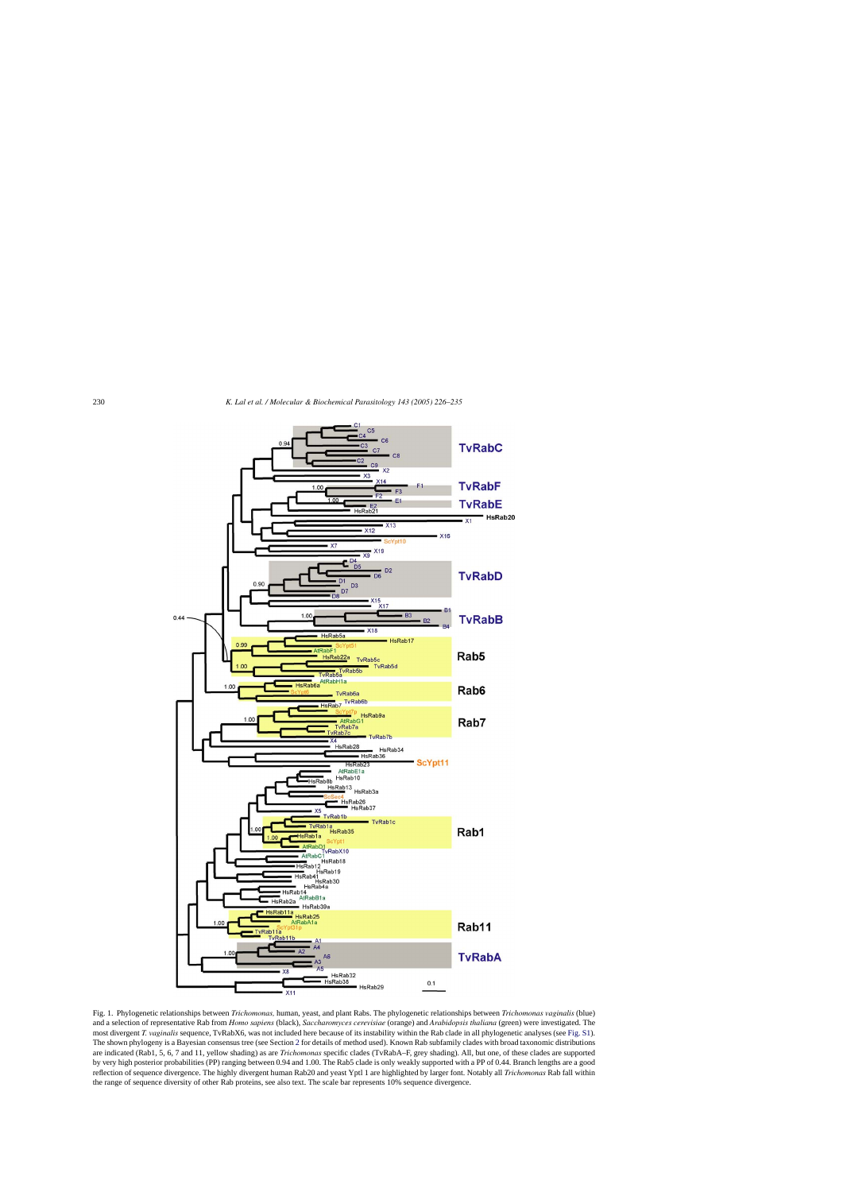Fig. 1. Phylogenetic relationships between *Trichomonas*, human, yeast, and plant Rabs. The phylogenetic relationships between *Trichomonas vaginalis* (blue) and a selection of representative Rab from *Homo sapiens* (black), *Saccharomyces cerevisiae* (orange) and *Arabidopsis thaliana* (green) were investigated. The most divergent *T. vaginalis* sequence, TvRabX6, was not included here because of its instability within the Rab clade in all phylogenetic analyses (see Fig. S1). The shown phylogeny is a Bayesian consensus tree (see Section 2 for details of method used). Known Rab subfamily clades with broad taxonomic distributions are indicated (Rab1, 5, 6, 7 and 11, yellow shading) as are *Trichomonas* specific clades (TvRabA–F, grey shading). All, but one, of these clades are supported by very high posterior probabilities (PP) ranging between 0.94 and 1.00. The Rab5 clade is only weakly supported with a PP of 0.44. Branch lengths are a good reflection of sequence divergence. The highly divergent human Rab20 and yeast Ypt1 1 are highlighted by larger font. Notably all *Trichomonas* Rab fall within the range of sequence diversity of other Rab proteins, see also text. The scale bar represents 10% sequence divergence.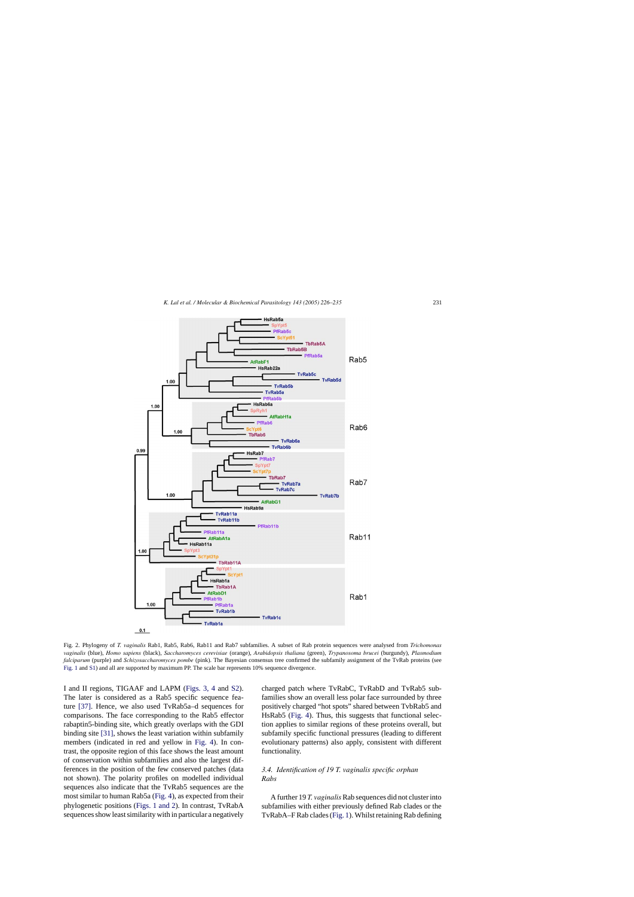Fig. 2. Phylogeny of *T. vaginalis* Rab1, Rab5, Rab6, Rab11 and Rab7 subfamilies. A subset of Rab protein sequences were analysed from *Trichomonas vaginalis* (blue), *Homo sapiens* (black), *Saccharomyces cerevisiae* (orange), *Arabidopsis thaliana* (green), *Trypanosoma brucei* (burgundy), *Plasmodium falciparum* (purple) and *Schizosaccharomyces pombe* (pink). The Bayesian consensus tree confirmed the subfamily assignment of the TvRab proteins (see Fig. 1 and S1) and all are supported by maximum PP. The scale bar represents 10% sequence divergence.

I and II regions, TIGAAF and LAPM (Figs. 3, 4 and S2). The later is considered as a Rab5 specific sequence feature [37]. Hence, we also used TvRab5a–d sequences for comparisons. The face corresponding to the Rab5 effector rabaptin5-binding site, which greatly overlaps with the GDI binding site [31], shows the least variation within subfamily members (indicated in red and yellow in Fig. 4). In contrast, the opposite region of this face shows the least amount of conservation within subfamilies and also the largest differences in the position of the few conserved patches (data not shown). The polarity profiles on modelled individual sequences also indicate that the TvRab5 sequences are the most similar to human Rab5a (Fig. 4), as expected from their phylogenetic positions (Figs. 1 and 2). In contrast, TvRabA sequences show least similarity with in particular a negatively charged patch where TvRabC, TvRabD and TvRab5 subfamilies show an overall less polar face surrounded by three positively charged "hot spots" shared between TvbRab5 and HsRab5 (Fig. 4). Thus, this suggests that functional selection applies to similar regions of these proteins overall, but subfamily specific functional pressures (leading to different evolutionary patterns) also apply, consistent with different functionality.

### 3.4. Identification of 19 T. vaginalis specific orphan Rabs

A further 19 *T. vaginalis* Rab sequences did not cluster into subfamilies with either previously defined Rab clades or the TvRabA–F Rab clades (Fig. 1). Whilst retaining Rab defining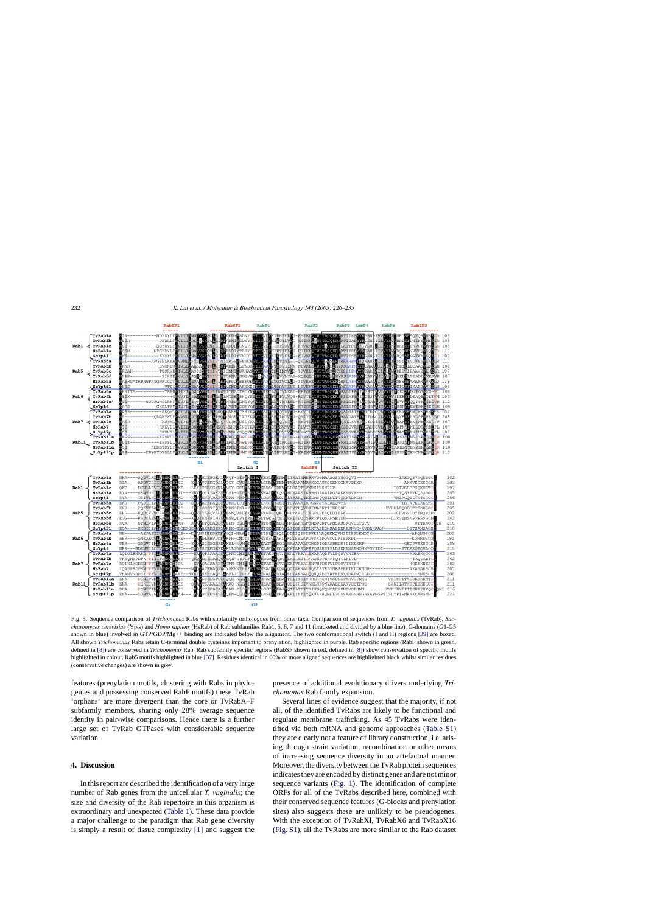Fig. 3. Sequence comparison of *Trichomonas* Rabs with subfamily orthologues from other taxa. Comparison of sequences from *T. vaginalis* (TvRab), *Saccharomyces cerevisiae* (Ypts) and *Homo sapiens* (HsRab) of Rab subfamilies Rab1, 5, 6, 7 and 11 (bracketed and divided by a blue line). G-domains (G1-G5 shown in blue) involved in GTP/GDP/Mg++ binding are indicated below the alignment. The two conformational switch (I and II) regions [39] are boxed. All shown *Trichomonas* Rabs retain C-terminal double cysteines important to prenylation, highlighted in purple. Rab specific regions (RabF shown in green, defined in [8]) are conserved in *Trichomonas* Rab. Rab subfamily specific regions (RabSF shown in red, defined in [8]) show conservation of specific motifs highlighted in colour. Rab5 motifs highlighted in blue [37]. Residues identical in 60% or more aligned sequences are highlighted black whilst similar residues (conservative changes) are shown in grey.

features (prenylation motifs, clustering with Rabs in phylogenies and possessing conserved RabF motifs) these TvRab 'orphans' are more divergent than the core or TvRabA–F subfamily members, sharing only 28% average sequence identity in pair-wise comparisons. Hence there is a further large set of TvRab GTPases with considerable sequence variation.

## 4. Discussion

In this report are described the identification of a very large number of Rab genes from the unicellular *T. vaginalis*; the size and diversity of the Rab repertoire in this organism is extraordinary and unexpected (Table 1). These data provide a major challenge to the paradigm that Rab gene diversity is simply a result of tissue complexity [1] and suggest the presence of additional evolutionary drivers underlying *Trichomonas* Rab family expansion.

Several lines of evidence suggest that the majority, if not all, of the identified TvRabs are likely to be functional and regulate membrane trafficking. As 45 TvRabs were identified via both mRNA and genome approaches (Table S1) they are clearly not a feature of library construction, i.e. arising through strain variation, recombination or other means of increasing sequence diversity in an artefactual manner. Moreover, the diversity between the TvRab protein sequences indicates they are encoded by distinct genes and are not minor sequence variants (Fig. 1). The identification of complete ORFs for all of the TvRabs described here, combined with their conserved sequence features (G-blocks and prenylation sites) also suggests these are unlikely to be pseudogenes. With the exception of TvRabXl, TvRabX6 and TvRabX16 (Fig. S1), all the TvRabs are more similar to the Rab dataset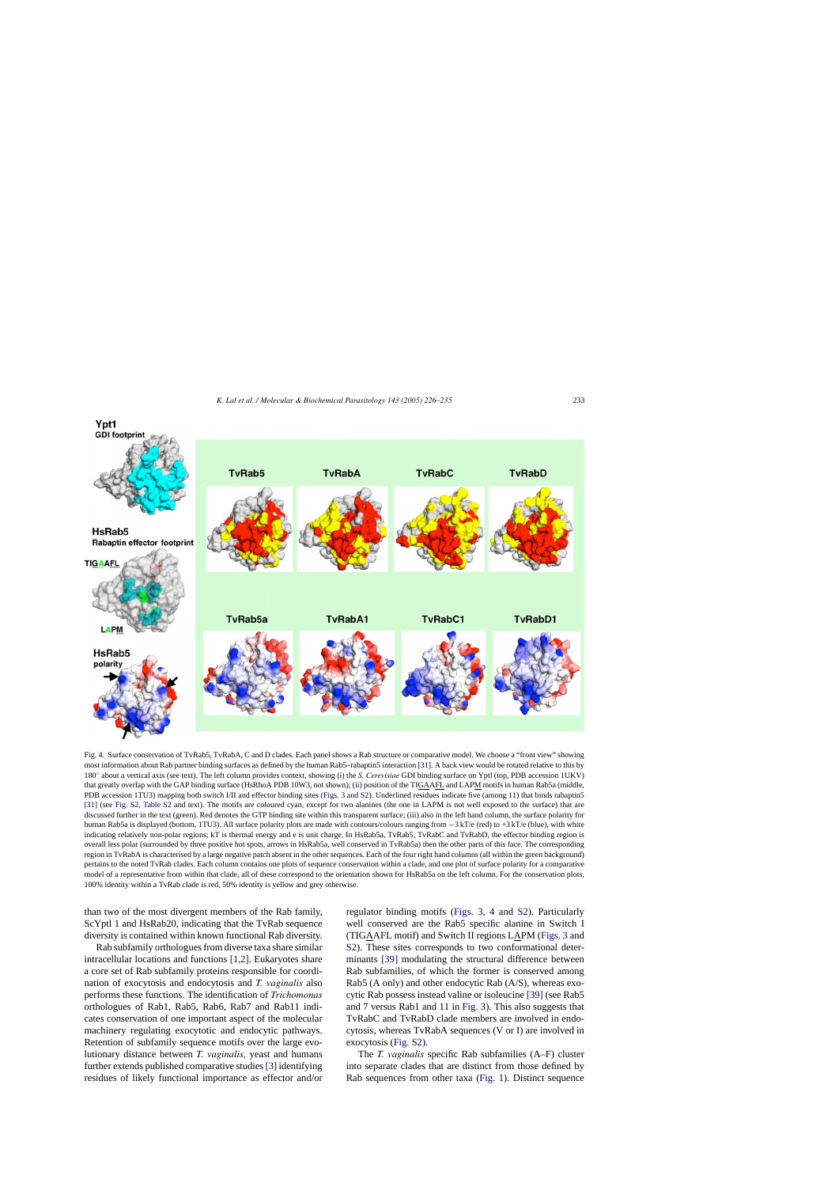Fig. 4. Surface conservation of TvRab5, TvRabA, C and D clades. Each panel shows a Rab structure or comparative model. We choose a "front view" showing most information about Rab partner binding surfaces as defined by the human Rab5–rabaptin5 interaction [31]. A back view would be rotated relative to this by 180° about a vertical axis (see text). The left column provides context, showing (i) the *S. Cerevisiae* GDI binding surface on Ypt1 (top, PDB accession 1UKV) that greatly overlap with the GAP binding surface (HsRhoA PDB 10W3, not shown); (ii) position of the TIGAAFL and LAPM motifs in human Rab5a (middle, PDB accession 1TU3) mapping both switch I/II and effector binding sites (Figs. 3 and S2). Underlined residues indicate five (among 11) that binds rabaptin5 [31] (see Fig. S2, Table S2 and text). The motifs are coloured cyan, except for two alanines (the one in LAPM is not well exposed to the surface) that are discussed further in the text (green). Red denotes the GTP binding site within this transparent surface; (iii) also in the left hand column, the surface polarity for human Rab5a is displayed (bottom, 1TU3). All surface polarity plots are made with contours/colours ranging from −3 kT/e (red) to +3 kT/e (blue), with white indicating relatively non-polar regions; kT is thermal energy and e is unit charge. In HsRab5a, TvRab5, TvRabC and TvRabD, the effector binding region is overall less polar (surrounded by three positive hot spots, arrows in HsRab5a, well conserved in TvRab5a) then the other parts of this face. The corresponding region in TvRabA is characterised by a large negative patch absent in the other sequences. Each of the four right hand columns (all within the green background) pertains to the noted TvRab clades. Each column contains one plots of sequence conservation within a clade, and one plot of surface polarity for a comparative model of a representative from within that clade, all of these correspond to the orientation shown for HsRab5a on the left column. For the conservation plots, 100% identity within a TvRab clade is red, 50% identity is yellow and grey otherwise.

than two of the most divergent members of the Rab family, ScYptl 1 and HsRab20, indicating that the TvRab sequence diversity is contained within known functional Rab diversity.

Rab subfamily orthologues from diverse taxa share similar intracellular locations and functions [1,2]. Eukaryotes share a core set of Rab subfamily proteins responsible for coordination of exocytosis and endocytosis and *T. vaginalis* also performs these functions. The identification of *Trichomonas* orthologues of Rab1, Rab5, Rab6, Rab7 and Rab11 indicates conservation of one important aspect of the molecular machinery regulating exocytotic and endocytic pathways. Retention of subfamily sequence motifs over the large evolutionary distance between *T. vaginalis*, yeast and humans further extends published comparative studies [3] identifying residues of likely functional importance as effector and/or regulator binding motifs (Figs. 3, 4 and S2). Particularly well conserved are the Rab5 specific alanine in Switch I (TIGAAFL motif) and Switch II regions LAPM (Figs. 3 and S2). These sites corresponds to two conformational determinants [39] modulating the structural difference between Rab subfamilies, of which the former is conserved among Rab5 (A only) and other endocytic Rab (A/S), whereas exocytic Rab possess instead valine or isoleucine [39] (see Rab5 and 7 versus Rab1 and 11 in Fig. 3). This also suggests that TvRabC and TvRabD clade members are involved in endocytosis, whereas TvRabA sequences (V or I) are involved in exocytosis (Fig. S2).

The *T. vaginalis* specific Rab subfamilies (A–F) cluster into separate clades that are distinct from those defined by Rab sequences from other taxa (Fig. 1). Distinct sequence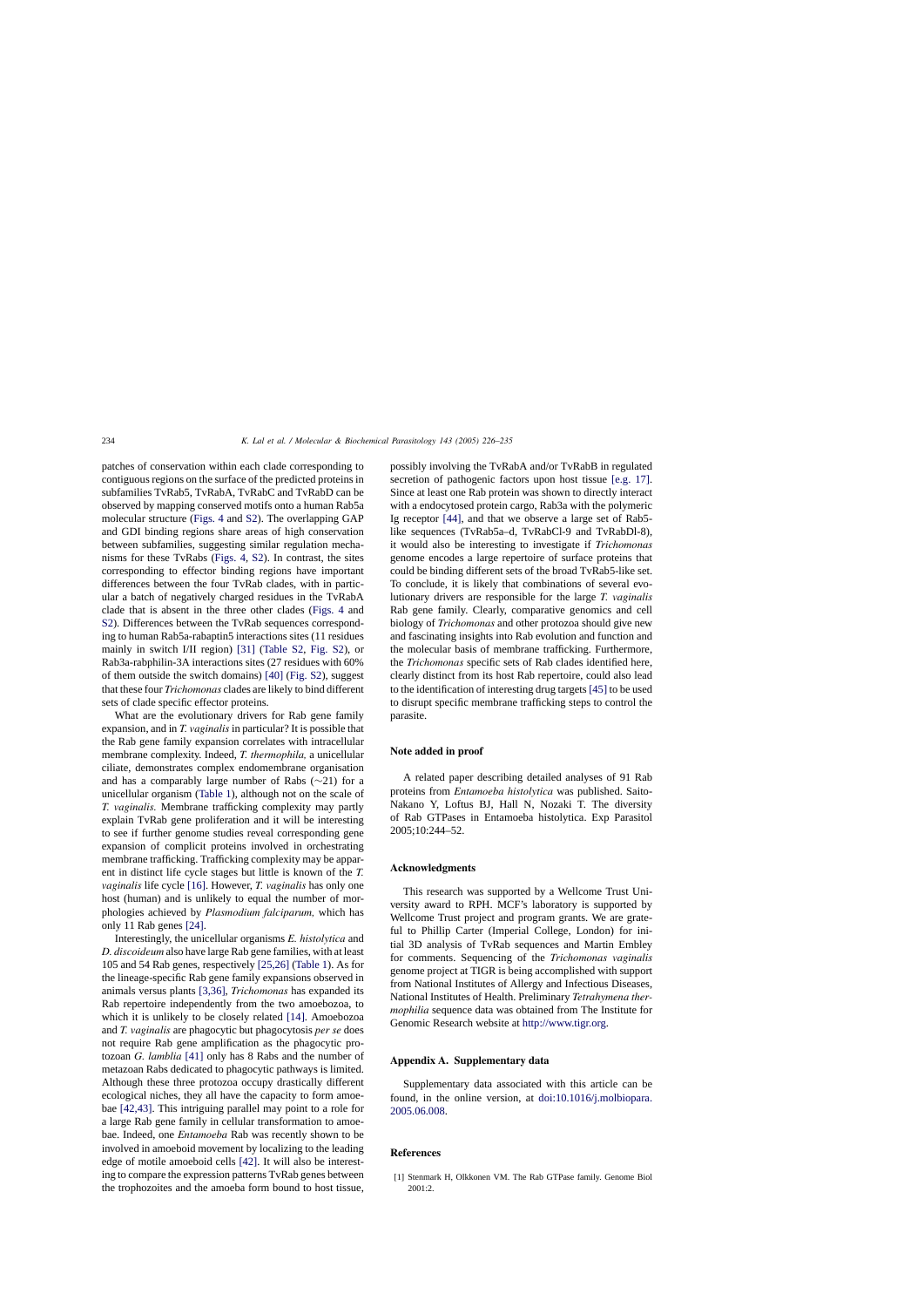patches of conservation within each clade corresponding to contiguous regions on the surface of the predicted proteins in subfamilies TvRab5, TvRabA, TvRabC and TvRabD can be observed by mapping conserved motifs onto a human Rab5a molecular structure (Figs. 4 and S2). The overlapping GAP and GDI binding regions share areas of high conservation between subfamilies, suggesting similar regulation mechanisms for these TvRabs (Figs. 4, S2). In contrast, the sites corresponding to effector binding regions have important differences between the four TvRab clades, with in particular a batch of negatively charged residues in the TvRabA clade that is absent in the three other clades (Figs. 4 and S2). Differences between the TvRab sequences corresponding to human Rab5a-rabaptin5 interactions sites (11 residues mainly in switch I/II region) [31] (Table S2, Fig. S2), or Rab3a-rabphilin-3A interactions sites (27 residues with 60% of them outside the switch domains) [40] (Fig. S2), suggest that these four *Trichomonas* clades are likely to bind different sets of clade specific effector proteins.

What are the evolutionary drivers for Rab gene family expansion, and in *T. vaginalis* in particular? It is possible that the Rab gene family expansion correlates with intracellular membrane complexity. Indeed, *T. thermophila*, a unicellular ciliate, demonstrates complex endomembrane organisation and has a comparably large number of Rabs (∼21) for a unicellular organism (Table 1), although not on the scale of *T. vaginalis*. Membrane trafficking complexity may partly explain TvRab gene proliferation and it will be interesting to see if further genome studies reveal corresponding gene expansion of complicit proteins involved in orchestrating membrane trafficking. Trafficking complexity may be apparent in distinct life cycle stages but little is known of the *T. vaginalis* life cycle [16]. However, *T. vaginalis* has only one host (human) and is unlikely to equal the number of morphologies achieved by *Plasmodium falciparum*, which has only 11 Rab genes [24].

Interestingly, the unicellular organisms *E. histolytica* and *D. discoideum* also have large Rab gene families, with at least 105 and 54 Rab genes, respectively [25,26] (Table 1). As for the lineage-specific Rab gene family expansions observed in animals versus plants [3,36], *Trichomonas* has expanded its Rab repertoire independently from the two amoebozoa, to which it is unlikely to be closely related [14]. Amoebozoa and *T. vaginalis* are phagocytic but phagocytosis *per se* does not require Rab gene amplification as the phagocytic protozoan *G. lamblia* [41] only has 8 Rabs and the number of metazoan Rabs dedicated to phagocytic pathways is limited. Although these three protozoa occupy drastically different ecological niches, they all have the capacity to form amoebae [42,43]. This intriguing parallel may point to a role for a large Rab gene family in cellular transformation to amoebae. Indeed, one *Entamoeba* Rab was recently shown to be involved in amoeboid movement by localizing to the leading edge of motile amoeboid cells [42]. It will also be interesting to compare the expression patterns TvRab genes between the trophozoites and the amoeba form bound to host tissue, possibly involving the TvRabA and/or TvRabB in regulated secretion of pathogenic factors upon host tissue [e.g. 17]. Since at least one Rab protein was shown to directly interact with a endocytosed protein cargo, Rab3a with the polymeric Ig receptor [44], and that we observe a large set of Rab5-like sequences (TvRab5a–d, TvRabCl-9 and TvRabDl-8), it would also be interesting to investigate if *Trichomonas* genome encodes a large repertoire of surface proteins that could be binding different sets of the broad TvRab5-like set. To conclude, it is likely that combinations of several evolutionary drivers are responsible for the large *T. vaginalis* Rab gene family. Clearly, comparative genomics and cell biology of *Trichomonas* and other protozoa should give new and fascinating insights into Rab evolution and function and the molecular basis of membrane trafficking. Furthermore, the *Trichomonas* specific sets of Rab clades identified here, clearly distinct from its host Rab repertoire, could also lead to the identification of interesting drug targets [45] to be used to disrupt specific membrane trafficking steps to control the parasite.

## Note added in proof

A related paper describing detailed analyses of 91 Rab proteins from *Entamoeba histolytica* was published. Saito-Nakano Y, Loftus BJ, Hall N, Nozaki T. The diversity of Rab GTPases in Entamoeba histolytica. Exp Parasitol 2005;10:244–52.

## Acknowledgments

This research was supported by a Wellcome Trust University award to RPH. MCF's laboratory is supported by Wellcome Trust project and program grants. We are grateful to Phillip Carter (Imperial College, London) for initial 3D analysis of TvRab sequences and Martin Embley for comments. Sequencing of the *Trichomonas vaginalis* genome project at TIGR is being accomplished with support from National Institutes of Allergy and Infectious Diseases, National Institutes of Health. Preliminary *Tetrahymena thermophilia* sequence data was obtained from The Institute for Genomic Research website at http://www.tigr.org.

## Appendix A. Supplementary data

Supplementary data associated with this article can be found, in the online version, at doi:10.1016/j.molbiopara.2005.06.008.

## References

[1] Stenmark H, Olkkonen VM. The Rab GTPase family. Genome Biol 2001:2.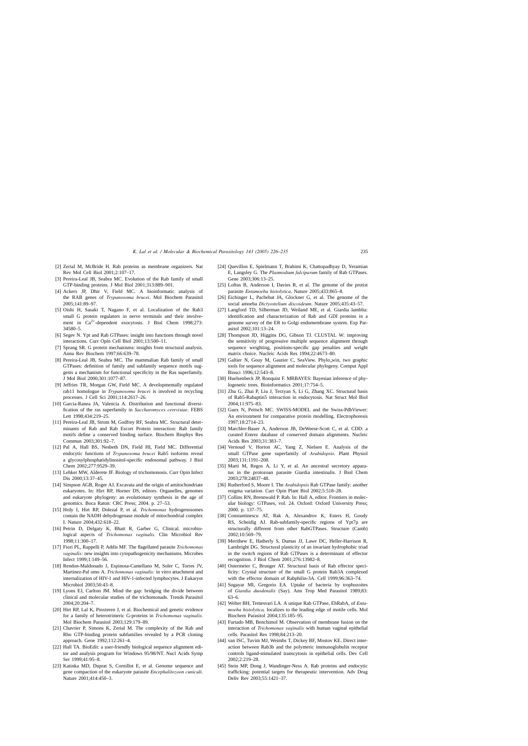[2] Zerial M, McBride H. Rab proteins as membrane organizers. Nat Rev Mol Cell Biol 2001;2:107–17.

[3] Pereira-Leal JB, Seabra MC. Evolution of the Rab family of small GTP-binding proteins. J Mol Biol 2001;313:889–901.

[4] Ackers JP, Dhir V, Field MC. A bioinformatic analysis of the RAB genes of *Trypanosoma brucei*. Mol Biochem Parasitol 2005;141:89–97.

[5] Oishi H, Sasaki T, Nagano F, et al. Localization of the Rab3 small G protein regulators in nerve terminals and their involvement in $Ca^{2+}$-dependent exocytosis. J Biol Chem 1998;273: 34580–5.

[6] Segev N. Ypt and Rab GTPases: insight into functions through novel interactions. Curr Opin Cell Biol 2001;13:500–11.

[7] Sprang SR. G protein mechanisms: insights from structural analysis. Annu Rev Biochem 1997;66:639–78.

[8] Pereira-Leal JB, Seabra MC. The mammalian Rab family of small GTPases: definition of family and subfamily sequence motifs suggests a mechanism for functional specificity in the Ras superfamily. J Mol Biol 2000;301:1077–87.

[9] Jeffries TR, Morgan GW, Field MC. A developmentally regulated rab11 homologue in *Trypanosoma brucei* is involved in recycling processes. J Cell Sci 2001;114:2617–26.

[10] Garcia-Ranea JA, Valencia A. Distribution and functional diversification of the ras superfamily in *Saccharomyces cerevisiae*. FEBS Lett 1998;434:219–25.

[11] Pereira-Leal JB, Strom M, Godfrey RF, Seabra MC. Structural determinants of Rab and Rab Escort Protein interaction: Rab family motifs define a conserved binding surface. Biochem Biophys Res Commun 2003;301:92–7.

[12] Pal A, Hall BS, Nesbeth DN, Field HI, Field MC. Differential endocytic functions of *Trypanosoma brucei* Rab5 isoforms reveal a glycosylphosphatidylinositol-specific endosomal pathway. J Biol Chem 2002;277:9529–39.

[13] Lehker MW, Alderete JF. Biology of trichomonosis. Curr Opin Infect Dis 2000;13:37–45.

[14] Simpson AGB, Roger AJ. Excavata and the origin of amitochondriate eukaryotes. In: Hirt RP, Horner DS, editors. Organelles, genomes and eukaryote phylogeny: an evolutionary synthesis in the age of genomics. Boca Raton: CRC Press; 2004. p. 27–53.

[15] Hrdy I, Hirt RP, Dolezal P, et al. *Trichomonas* hydrogenosomes contain the NADH dehydrogenase module of mitochondrial complex I. Nature 2004;432:618–22.

[16] Petrin D, Delgaty K, Bhatt R, Garber G, Clinical. microbiological aspects of *Trichomonas vaginalis*. Clin Microbiol Rev 1998;11:300–17.

[17] Fiori PL, Rappelli P, Addis MF. The flagellated parasite *Trichomonas vaginalis:* new insights into cytopathogenicity mechanisms. Microbes Infect 1999;1:149–56.

[18] Rendon-Maldonado J, Espinosa-Cantellano M, Soler C, Torres JV, Martinez-Pal omo A. *Trichomonas vaginalis:* in vitro attachment and internalization of HIV-1 and HIV-1-infected lymphocytes. J Eukaryot Microbiol 2003;50:43–8.

[19] Lyons EJ, Carlton JM. Mind the gap: bridging the divide between clinical and molecular studies of the trichomonads. Trends Parasitol 2004;20:204–7.

[20] Hirt RP, Lal K, Pinxteren J, et al. Biochemical and genetic evidence for a family of heterotrimeric G-proteins in *Trichomonas vaginalis*. Mol Biochem Parasitol 2003;129:179–89.

[21] Chavrier P, Simons K, Zerial M. The complexity of the Rab and Rho GTP-binding protein subfamilies revealed by a PCR cloning approach. Gene 1992;112:261–4.

[22] Hall TA. BioEdit: a user-friendly biological sequence alignment editor and analysis program for Windows 95/98/NT. Nucl Acids Symp Ser 1999;41:95–8.

[23] Katinka MD, Duprat S, Cornillot E, et al. Genome sequence and gene compaction of the eukaryote parasite *Encephalitozoon cuniculi*. Nature 2001;414:450–3.

[24] Quevillon E, Spielmann T, Brahimi K, Chattopadhyay D, Yeramian E, Langsley G. The *Plasmodium falciparum* family of Rab GTPases. Gene 2003;306:13–25.

[25] Loftus B, Anderson I, Davies R, et al. The genome of the protist parasite *Entamoeba histolytica*. Nature 2005;433:865–8.

[26] Eichinger L, Pachebat JA, Glockner G, et al. The genome of the social amoeba *Dictyostelium discoideum*. Nature 2005;435:43–57.

[27] Langford TD, Silberman JD, Weiland ME, et al. Giardia lamblia: identification and characterization of Rab and GDI proteins in a genome survey of the ER to Golgi endomembrane system. Exp Parasitol 2002;101:13–24.

[28] Thompson JD, Higgins DG, Gibson TJ. CLUSTAL W: improving the sensitivity of progressive multiple sequence alignment through sequence weighting, positions-specific gap penalties and weight matrix choice. Nucleic Acids Res 1994;22:4673–80.

[29] Galtier N, Gouy M, Gautier C, SeaView. Phylo_win, two graphic tools for sequence alignment and molecular phylogeny. Comput Appl Biosci 1996;12:543–8.

[30] Huelsenbeck JP, Ronquist F. MRBAYES: Bayesian inference of phylogenetic trees. Bioinformatics 2001;17:754–5.

[31] Zhu G, Zhai P, Liu J, Terzyan S, Li G, Zhang XC. Structural basis of Rab5-Rabaptin5 interaction in endocytosis. Nat Struct Mol Biol 2004;11:975–83.

[32] Guex N, Peitsch MC. SWISS-MODEL and the Swiss-PdbViewer: An environment for comparative protein modelling. Electrophoresis 1997;18:2714–23.

[33] Marchler-Bauer A, Anderson JB, DeWeese-Scott C, et al. CDD: a curated Entrez database of conserved domain alignments. Nucleic Acids Res 2003;31:383–7.

[34] Vernoud V, Horton AC, Yang Z, Nielsen E. Analysis of the small GTPase gene superfamily of *Arabidopsis*. Plant Physiol 2003;131:1191–208.

[35] Marti M, Regos A, Li Y, et al. An ancestral secretory apparatus in the protozoan parasite Giardia intestinalis. J Biol Chem 2003;278:24837–48.

[36] Rutherford S, Moore I. The *Arabidopsis* Rab GTPase family: another enigma variation. Curr Opin Plant Biol 2002;5:518–28.

[37] Collins RN, Brennwald P. Rab. In: Hall A, editor. Frontiers in molecular biology: GTPases, vol. 24. Oxford: Oxford University Press; 2000. p. 137–75.

[38] Constantinescu AT, Rak A, Alexandrov K, Esters H, Goody RS, Scheidig AJ. Rab-subfamily-specific regions of Ypt7p are structurally different from other RabGTPases. Structure (Camb) 2002;10:569–79.

[39] Merithew E, Hatherly S, Dumas JJ, Lawe DC, Heller-Harrison R, Lambright DG. Structural plasticity of an invariant hydrophobic triad in the switch regions of Rab GTPases is a determinant of effector recognition. J Biol Chem 2001;276:13982–8.

[40] Ostermeier C, Brunger AT. Structural basis of Rab effector specificity: Crystal structure of the small G protein Rab3A complexed with the effector domain of Rabphilin-3A. Cell 1999;96:363–74.

[41] Sogayar MI, Gregorio EA. Uptake of bacteria by trophozoites of *Giardia duodenalis* (Say). Ann Trop Med Parasitol 1989;83: 63–6.

[42] Welter BH, Temesvari LA. A unique Rab GTPase, EhRabA, of *Entamoeba histolytica,* localizes to the leading edge of motile cells. Mol Biochem Parasitol 2004;135:185–95.

[43] Furtado MB, Benchimol M. Observation of membrane fusion on the interaction of *Trichomonas vaginalis* with human vaginal epithelial cells. Parasitol Res 1998;84:213–20.

[44] van ISC, Tuvim MJ, Weimbs T, Dickey BF, Mostov KE. Direct interaction between Rab3b and the polymeric immunoglobulin receptor controls ligand-stimulated transcytosis in epithelial cells. Dev Cell 2002;2:219–28.

[45] Stein MP, Dong J, Wandinger-Ness A. Rab proteins and endocytic trafficking: potential targets for therapeutic intervention. Adv Drug Deliv Rev 2003;55:1421–37.